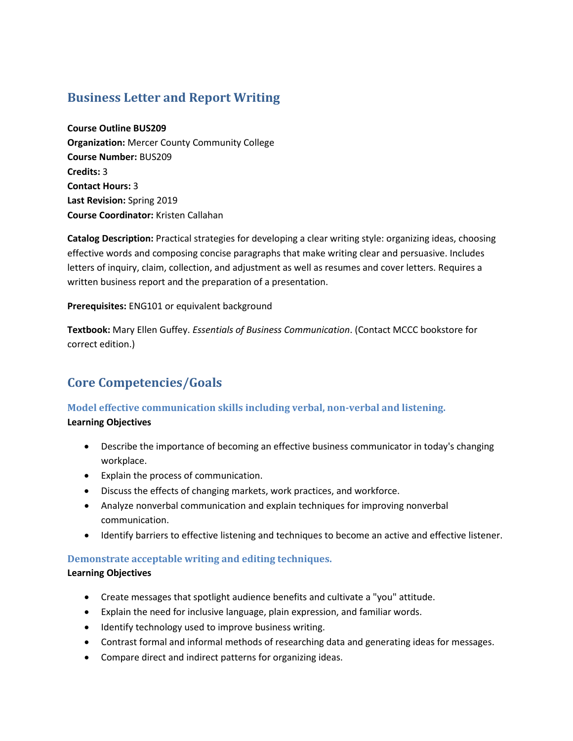# Business Letter and Report Writing

**Course Outline BUS209**
**Organization:** Mercer County Community College
**Course Number:** BUS209
**Credits:** 3
**Contact Hours:** 3
**Last Revision:** Spring 2019
**Course Coordinator:** Kristen Callahan

**Catalog Description:** Practical strategies for developing a clear writing style: organizing ideas, choosing effective words and composing concise paragraphs that make writing clear and persuasive. Includes letters of inquiry, claim, collection, and adjustment as well as resumes and cover letters. Requires a written business report and the preparation of a presentation.

**Prerequisites:** ENG101 or equivalent background

**Textbook:** Mary Ellen Guffey. *Essentials of Business Communication*. (Contact MCCC bookstore for correct edition.)

## Core Competencies/Goals

### Model effective communication skills including verbal, non-verbal and listening.

**Learning Objectives**

- Describe the importance of becoming an effective business communicator in today's changing workplace.
- Explain the process of communication.
- Discuss the effects of changing markets, work practices, and workforce.
- Analyze nonverbal communication and explain techniques for improving nonverbal communication.
- Identify barriers to effective listening and techniques to become an active and effective listener.

### Demonstrate acceptable writing and editing techniques.

**Learning Objectives**

- Create messages that spotlight audience benefits and cultivate a "you" attitude.
- Explain the need for inclusive language, plain expression, and familiar words.
- Identify technology used to improve business writing.
- Contrast formal and informal methods of researching data and generating ideas for messages.
- Compare direct and indirect patterns for organizing ideas.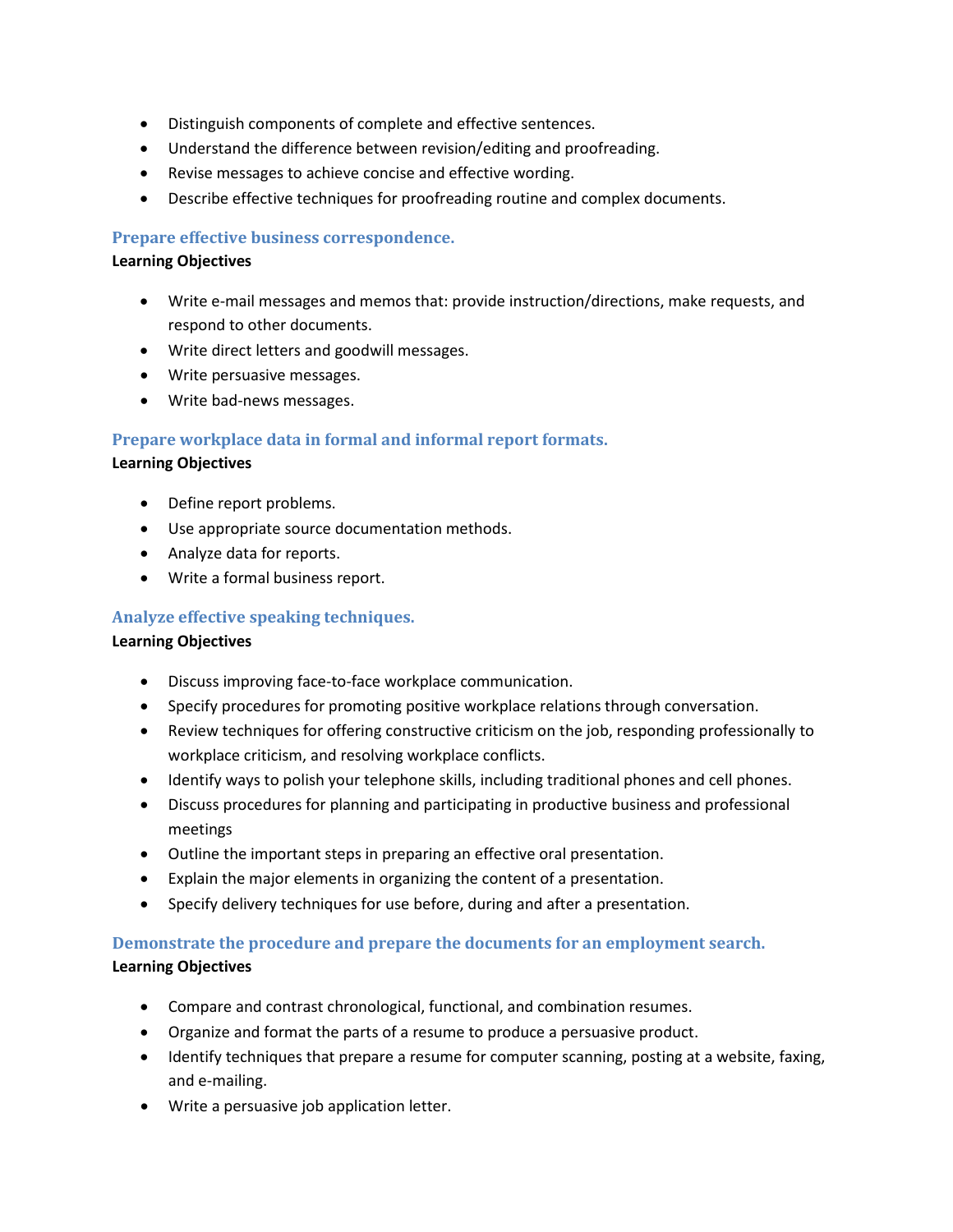- Distinguish components of complete and effective sentences.
- Understand the difference between revision/editing and proofreading.
- Revise messages to achieve concise and effective wording.
- Describe effective techniques for proofreading routine and complex documents.

### Prepare effective business correspondence.

**Learning Objectives**

- Write e-mail messages and memos that: provide instruction/directions, make requests, and respond to other documents.
- Write direct letters and goodwill messages.
- Write persuasive messages.
- Write bad-news messages.

### Prepare workplace data in formal and informal report formats.

**Learning Objectives**

- Define report problems.
- Use appropriate source documentation methods.
- Analyze data for reports.
- Write a formal business report.

### Analyze effective speaking techniques.

**Learning Objectives**

- Discuss improving face-to-face workplace communication.
- Specify procedures for promoting positive workplace relations through conversation.
- Review techniques for offering constructive criticism on the job, responding professionally to workplace criticism, and resolving workplace conflicts.
- Identify ways to polish your telephone skills, including traditional phones and cell phones.
- Discuss procedures for planning and participating in productive business and professional meetings
- Outline the important steps in preparing an effective oral presentation.
- Explain the major elements in organizing the content of a presentation.
- Specify delivery techniques for use before, during and after a presentation.

### Demonstrate the procedure and prepare the documents for an employment search.

**Learning Objectives**

- Compare and contrast chronological, functional, and combination resumes.
- Organize and format the parts of a resume to produce a persuasive product.
- Identify techniques that prepare a resume for computer scanning, posting at a website, faxing, and e-mailing.
- Write a persuasive job application letter.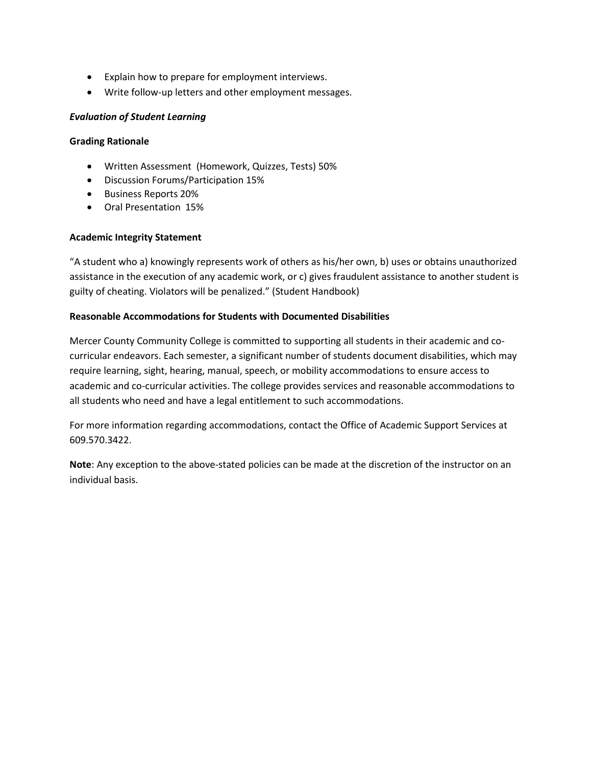- Explain how to prepare for employment interviews.
- Write follow-up letters and other employment messages.

***Evaluation of Student Learning***

**Grading Rationale**

- Written Assessment (Homework, Quizzes, Tests) 50%
- Discussion Forums/Participation 15%
- Business Reports 20%
- Oral Presentation 15%

**Academic Integrity Statement**

"A student who a) knowingly represents work of others as his/her own, b) uses or obtains unauthorized assistance in the execution of any academic work, or c) gives fraudulent assistance to another student is guilty of cheating. Violators will be penalized." (Student Handbook)

**Reasonable Accommodations for Students with Documented Disabilities**

Mercer County Community College is committed to supporting all students in their academic and co-curricular endeavors. Each semester, a significant number of students document disabilities, which may require learning, sight, hearing, manual, speech, or mobility accommodations to ensure access to academic and co-curricular activities. The college provides services and reasonable accommodations to all students who need and have a legal entitlement to such accommodations.

For more information regarding accommodations, contact the Office of Academic Support Services at 609.570.3422.

**Note**: Any exception to the above-stated policies can be made at the discretion of the instructor on an individual basis.